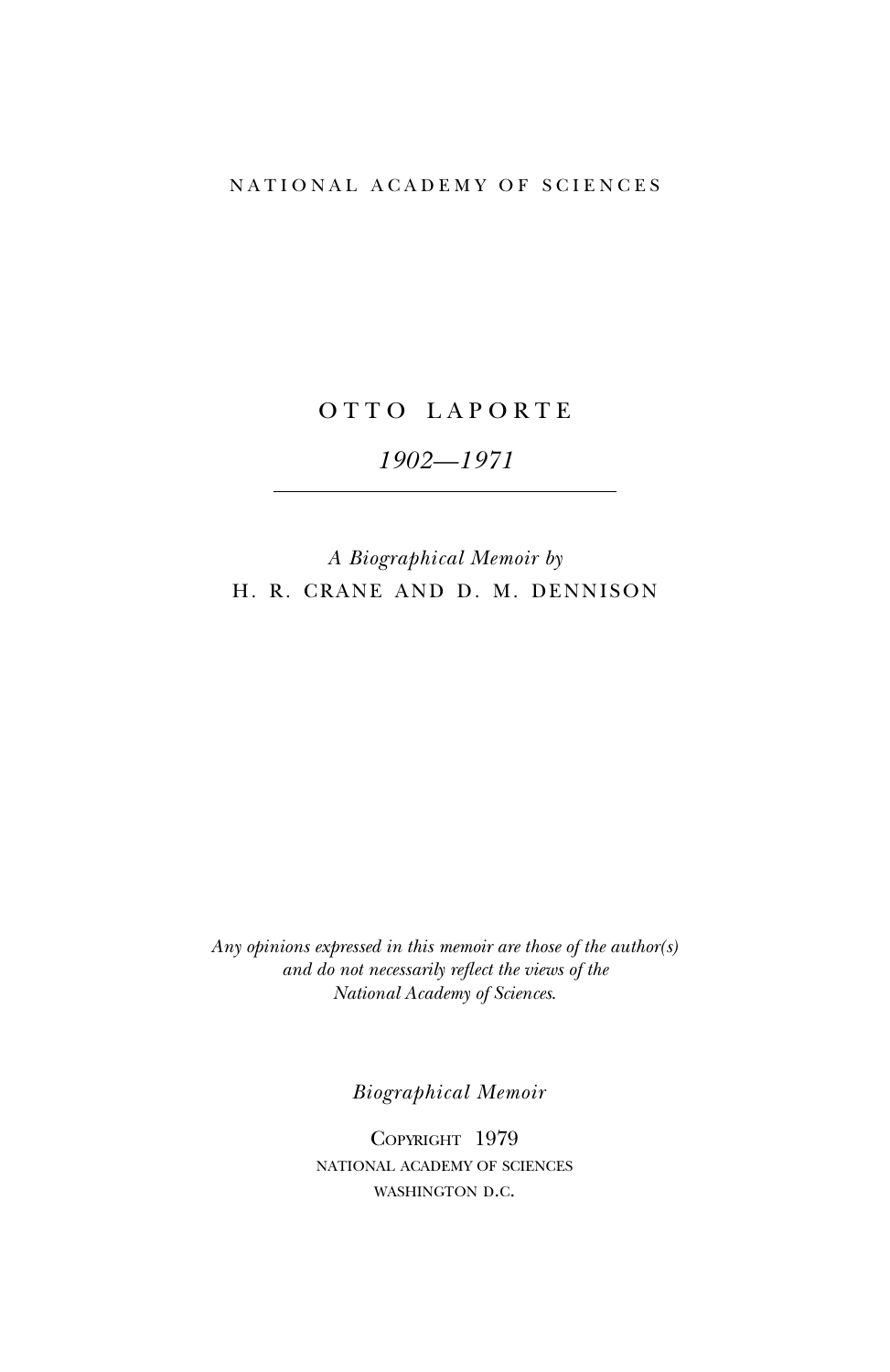NATIONAL ACADEMY OF SCIENCES

# OTTO LAPORTE

*1902—1971*

---

*A Biographical Memoir by*

H. R. CRANE AND D. M. DENNISON

*Any opinions expressed in this memoir are those of the author(s) and do not necessarily reflect the views of the National Academy of Sciences.*

*Biographical Memoir*

COPYRIGHT 1979
NATIONAL ACADEMY OF SCIENCES
WASHINGTON D.C.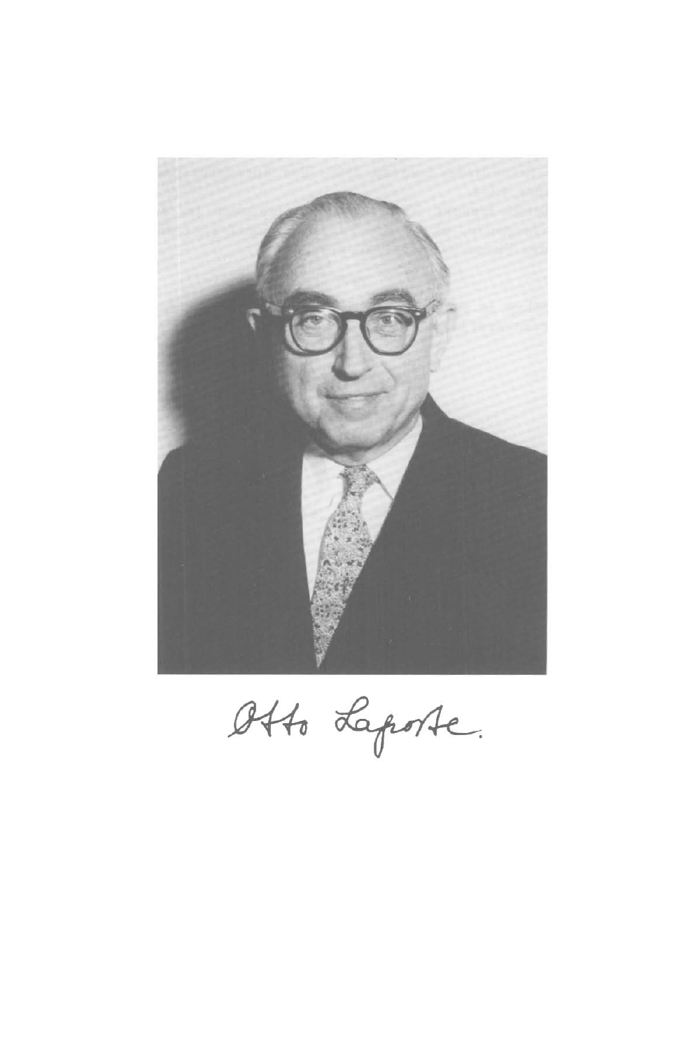Otto Laporte.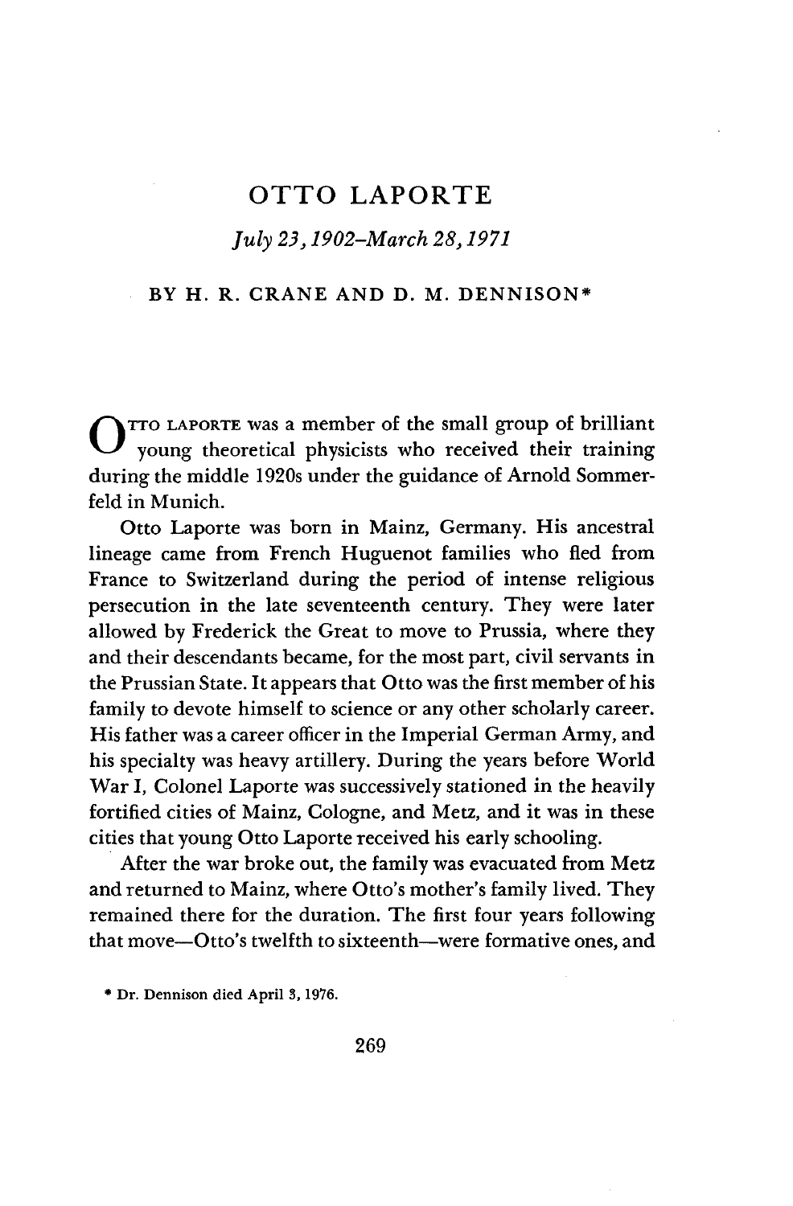# OTTO LAPORTE

*July 23, 1902–March 28, 1971*

BY H. R. CRANE AND D. M. DENNISON*

OTTO LAPORTE was a member of the small group of brilliant young theoretical physicists who received their training during the middle 1920s under the guidance of Arnold Sommerfeld in Munich.

Otto Laporte was born in Mainz, Germany. His ancestral lineage came from French Huguenot families who fled from France to Switzerland during the period of intense religious persecution in the late seventeenth century. They were later allowed by Frederick the Great to move to Prussia, where they and their descendants became, for the most part, civil servants in the Prussian State. It appears that Otto was the first member of his family to devote himself to science or any other scholarly career. His father was a career officer in the Imperial German Army, and his specialty was heavy artillery. During the years before World War I, Colonel Laporte was successively stationed in the heavily fortified cities of Mainz, Cologne, and Metz, and it was in these cities that young Otto Laporte received his early schooling.

After the war broke out, the family was evacuated from Metz and returned to Mainz, where Otto's mother's family lived. They remained there for the duration. The first four years following that move—Otto's twelfth to sixteenth—were formative ones, and

* Dr. Dennison died April 3, 1976.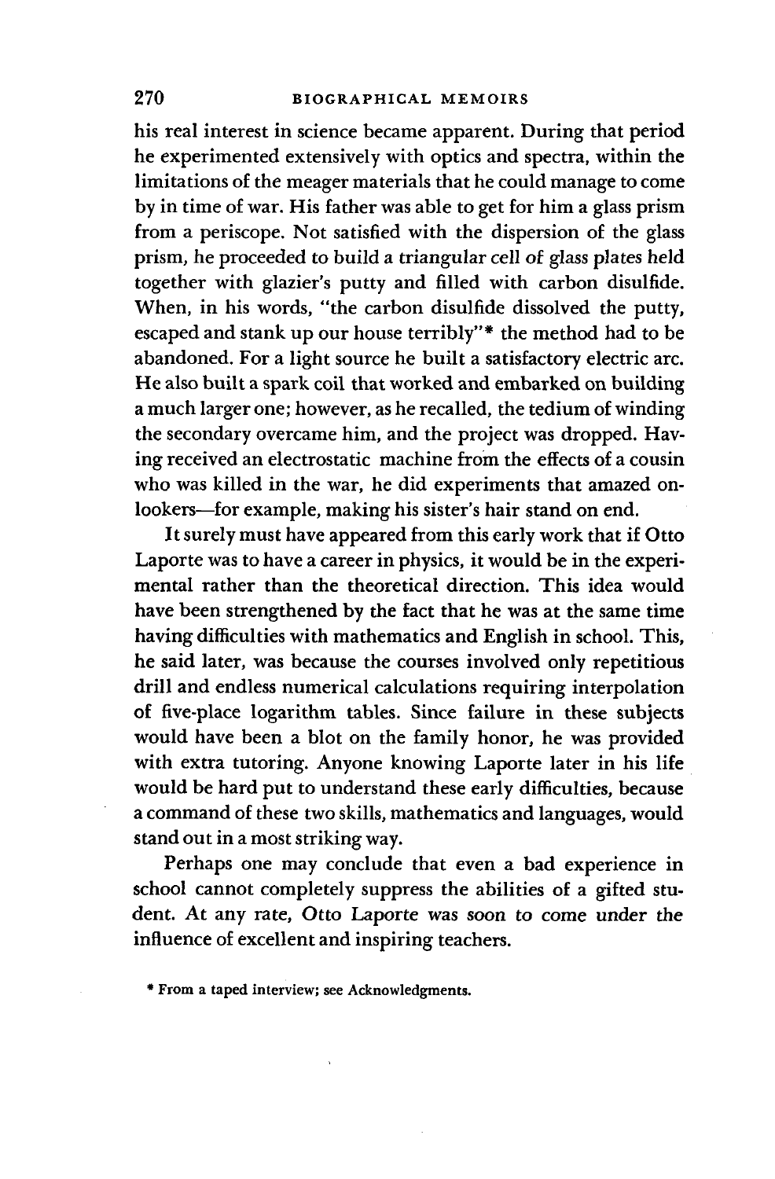his real interest in science became apparent. During that period he experimented extensively with optics and spectra, within the limitations of the meager materials that he could manage to come by in time of war. His father was able to get for him a glass prism from a periscope. Not satisfied with the dispersion of the glass prism, he proceeded to build a triangular cell of glass plates held together with glazier's putty and filled with carbon disulfide. When, in his words, "the carbon disulfide dissolved the putty, escaped and stank up our house terribly"* the method had to be abandoned. For a light source he built a satisfactory electric arc. He also built a spark coil that worked and embarked on building a much larger one; however, as he recalled, the tedium of winding the secondary overcame him, and the project was dropped. Having received an electrostatic machine from the effects of a cousin who was killed in the war, he did experiments that amazed onlookers—for example, making his sister's hair stand on end.

It surely must have appeared from this early work that if Otto Laporte was to have a career in physics, it would be in the experimental rather than the theoretical direction. This idea would have been strengthened by the fact that he was at the same time having difficulties with mathematics and English in school. This, he said later, was because the courses involved only repetitious drill and endless numerical calculations requiring interpolation of five-place logarithm tables. Since failure in these subjects would have been a blot on the family honor, he was provided with extra tutoring. Anyone knowing Laporte later in his life would be hard put to understand these early difficulties, because a command of these two skills, mathematics and languages, would stand out in a most striking way.

Perhaps one may conclude that even a bad experience in school cannot completely suppress the abilities of a gifted student. At any rate, Otto Laporte was soon to come under the influence of excellent and inspiring teachers.

* From a taped interview; see Acknowledgments.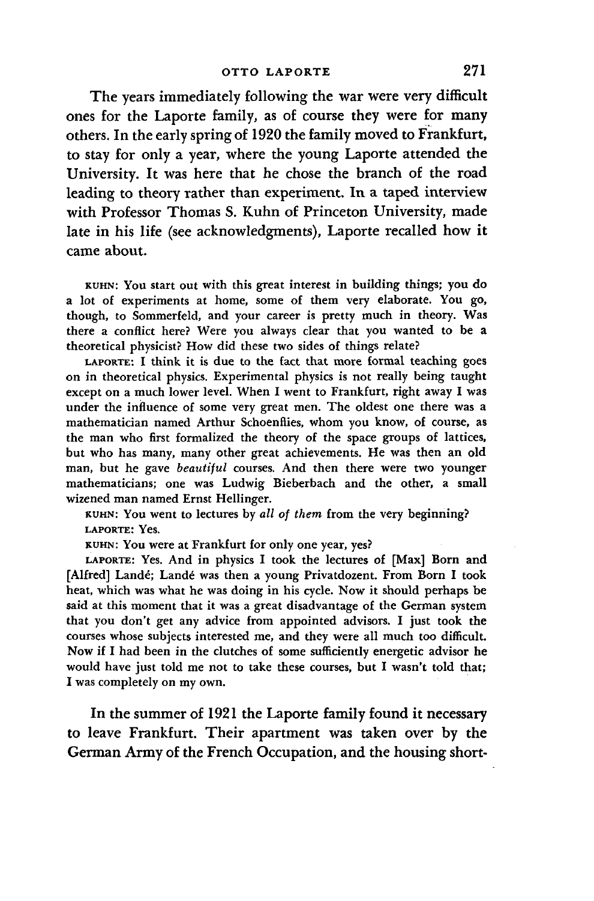The years immediately following the war were very difficult ones for the Laporte family, as of course they were for many others. In the early spring of 1920 the family moved to Frankfurt, to stay for only a year, where the young Laporte attended the University. It was here that he chose the branch of the road leading to theory rather than experiment. In a taped interview with Professor Thomas S. Kuhn of Princeton University, made late in his life (see acknowledgments), Laporte recalled how it came about.

KUHN: You start out with this great interest in building things; you do a lot of experiments at home, some of them very elaborate. You go, though, to Sommerfeld, and your career is pretty much in theory. Was there a conflict here? Were you always clear that you wanted to be a theoretical physicist? How did these two sides of things relate?

LAPORTE: I think it is due to the fact that more formal teaching goes on in theoretical physics. Experimental physics is not really being taught except on a much lower level. When I went to Frankfurt, right away I was under the influence of some very great men. The oldest one there was a mathematician named Arthur Schoenflies, whom you know, of course, as the man who first formalized the theory of the space groups of lattices, but who has many, many other great achievements. He was then an old man, but he gave *beautiful* courses. And then there were two younger mathematicians; one was Ludwig Bieberbach and the other, a small wizened man named Ernst Hellinger.

KUHN: You went to lectures by *all of them* from the very beginning?

LAPORTE: Yes.

KUHN: You were at Frankfurt for only one year, yes?

LAPORTE: Yes. And in physics I took the lectures of [Max] Born and [Alfred] Landé; Landé was then a young Privatdozent. From Born I took heat, which was what he was doing in his cycle. Now it should perhaps be said at this moment that it was a great disadvantage of the German system that you don't get any advice from appointed advisors. I just took the courses whose subjects interested me, and they were all much too difficult. Now if I had been in the clutches of some sufficiently energetic advisor he would have just told me not to take these courses, but I wasn't told that; I was completely on my own.

In the summer of 1921 the Laporte family found it necessary to leave Frankfurt. Their apartment was taken over by the German Army of the French Occupation, and the housing short-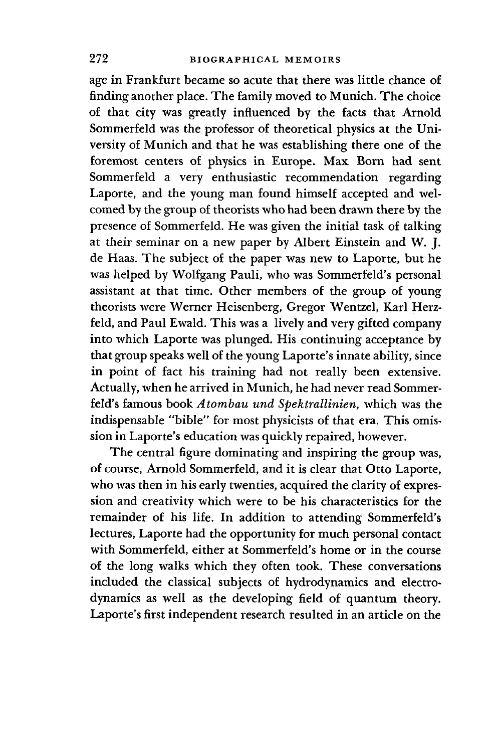age in Frankfurt became so acute that there was little chance of finding another place. The family moved to Munich. The choice of that city was greatly influenced by the facts that Arnold Sommerfeld was the professor of theoretical physics at the University of Munich and that he was establishing there one of the foremost centers of physics in Europe. Max Born had sent Sommerfeld a very enthusiastic recommendation regarding Laporte, and the young man found himself accepted and welcomed by the group of theorists who had been drawn there by the presence of Sommerfeld. He was given the initial task of talking at their seminar on a new paper by Albert Einstein and W. J. de Haas. The subject of the paper was new to Laporte, but he was helped by Wolfgang Pauli, who was Sommerfeld's personal assistant at that time. Other members of the group of young theorists were Werner Heisenberg, Gregor Wentzel, Karl Herzfeld, and Paul Ewald. This was a lively and very gifted company into which Laporte was plunged. His continuing acceptance by that group speaks well of the young Laporte's innate ability, since in point of fact his training had not really been extensive. Actually, when he arrived in Munich, he had never read Sommerfeld's famous book *Atombau und Spektrallinien*, which was the indispensable "bible" for most physicists of that era. This omission in Laporte's education was quickly repaired, however.

The central figure dominating and inspiring the group was, of course, Arnold Sommerfeld, and it is clear that Otto Laporte, who was then in his early twenties, acquired the clarity of expression and creativity which were to be his characteristics for the remainder of his life. In addition to attending Sommerfeld's lectures, Laporte had the opportunity for much personal contact with Sommerfeld, either at Sommerfeld's home or in the course of the long walks which they often took. These conversations included the classical subjects of hydrodynamics and electrodynamics as well as the developing field of quantum theory. Laporte's first independent research resulted in an article on the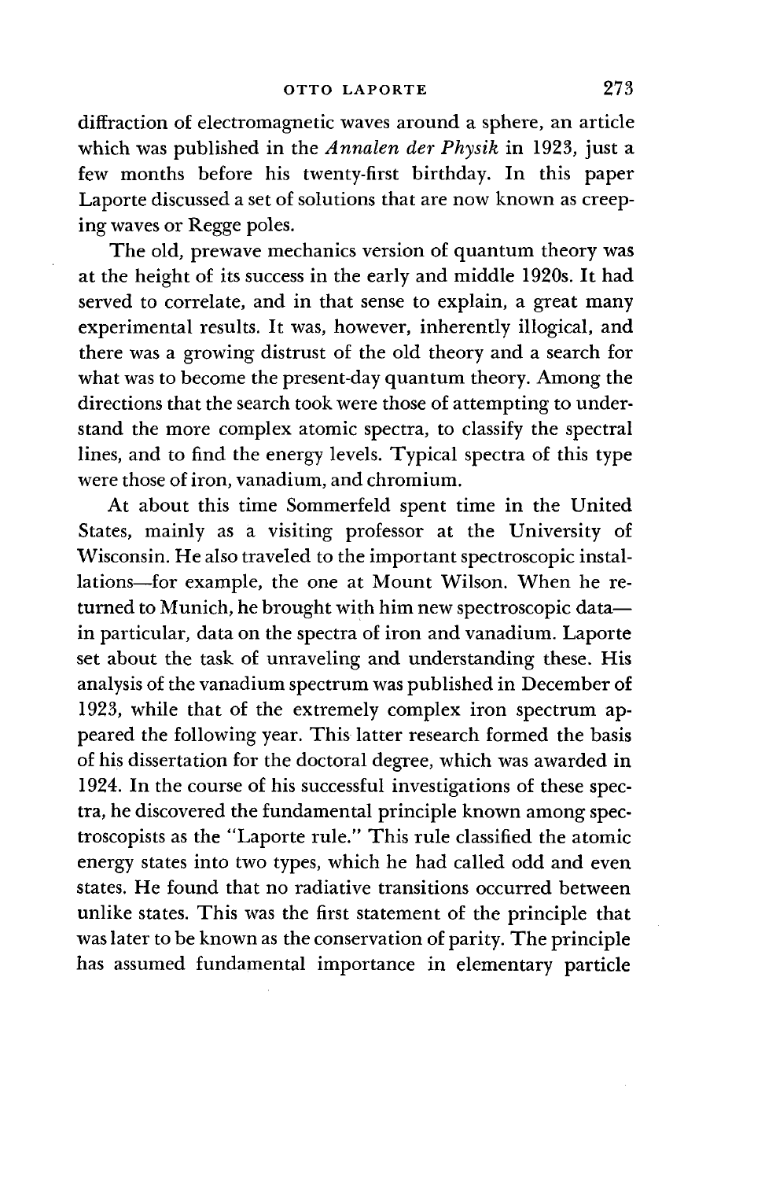diffraction of electromagnetic waves around a sphere, an article which was published in the *Annalen der Physik* in 1923, just a few months before his twenty-first birthday. In this paper Laporte discussed a set of solutions that are now known as creeping waves or Regge poles.

The old, prewave mechanics version of quantum theory was at the height of its success in the early and middle 1920s. It had served to correlate, and in that sense to explain, a great many experimental results. It was, however, inherently illogical, and there was a growing distrust of the old theory and a search for what was to become the present-day quantum theory. Among the directions that the search took were those of attempting to understand the more complex atomic spectra, to classify the spectral lines, and to find the energy levels. Typical spectra of this type were those of iron, vanadium, and chromium.

At about this time Sommerfeld spent time in the United States, mainly as a visiting professor at the University of Wisconsin. He also traveled to the important spectroscopic installations—for example, the one at Mount Wilson. When he returned to Munich, he brought with him new spectroscopic data—in particular, data on the spectra of iron and vanadium. Laporte set about the task of unraveling and understanding these. His analysis of the vanadium spectrum was published in December of 1923, while that of the extremely complex iron spectrum appeared the following year. This latter research formed the basis of his dissertation for the doctoral degree, which was awarded in 1924. In the course of his successful investigations of these spectra, he discovered the fundamental principle known among spectroscopists as the "Laporte rule." This rule classified the atomic energy states into two types, which he had called odd and even states. He found that no radiative transitions occurred between unlike states. This was the first statement of the principle that was later to be known as the conservation of parity. The principle has assumed fundamental importance in elementary particle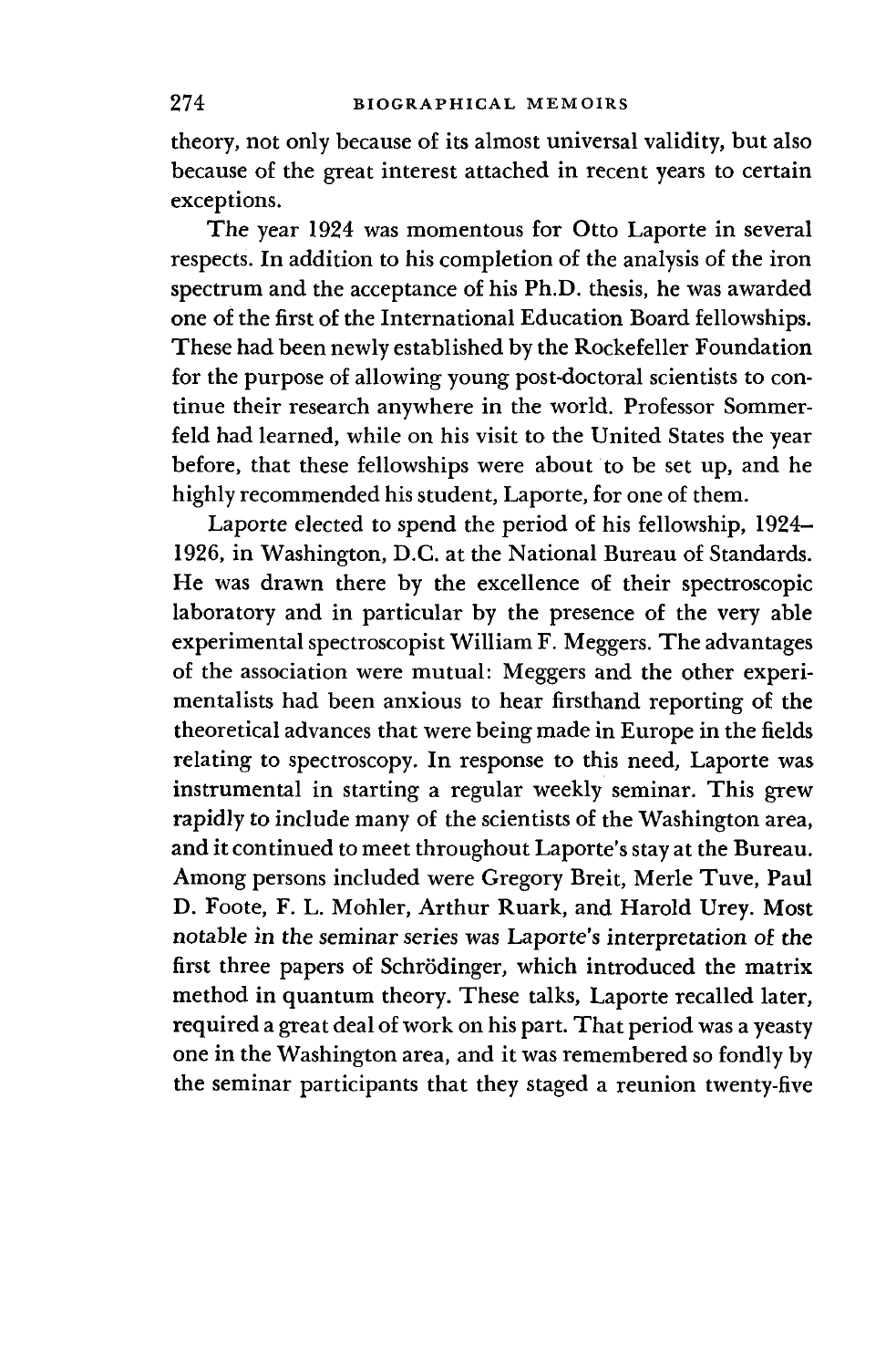theory, not only because of its almost universal validity, but also because of the great interest attached in recent years to certain exceptions.

The year 1924 was momentous for Otto Laporte in several respects. In addition to his completion of the analysis of the iron spectrum and the acceptance of his Ph.D. thesis, he was awarded one of the first of the International Education Board fellowships. These had been newly established by the Rockefeller Foundation for the purpose of allowing young post-doctoral scientists to continue their research anywhere in the world. Professor Sommerfeld had learned, while on his visit to the United States the year before, that these fellowships were about to be set up, and he highly recommended his student, Laporte, for one of them.

Laporte elected to spend the period of his fellowship, 1924–1926, in Washington, D.C. at the National Bureau of Standards. He was drawn there by the excellence of their spectroscopic laboratory and in particular by the presence of the very able experimental spectroscopist William F. Meggers. The advantages of the association were mutual: Meggers and the other experimentalists had been anxious to hear firsthand reporting of the theoretical advances that were being made in Europe in the fields relating to spectroscopy. In response to this need, Laporte was instrumental in starting a regular weekly seminar. This grew rapidly to include many of the scientists of the Washington area, and it continued to meet throughout Laporte's stay at the Bureau. Among persons included were Gregory Breit, Merle Tuve, Paul D. Foote, F. L. Mohler, Arthur Ruark, and Harold Urey. Most notable in the seminar series was Laporte's interpretation of the first three papers of Schrödinger, which introduced the matrix method in quantum theory. These talks, Laporte recalled later, required a great deal of work on his part. That period was a yeasty one in the Washington area, and it was remembered so fondly by the seminar participants that they staged a reunion twenty-five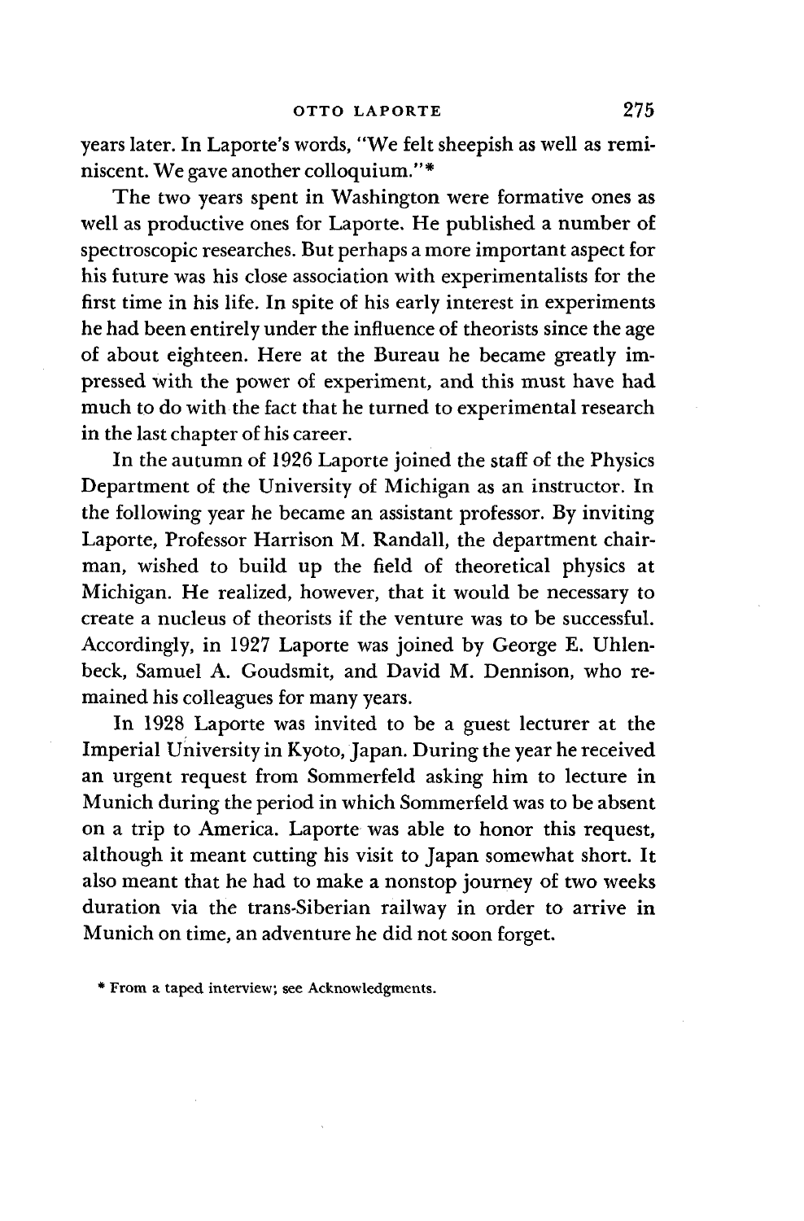years later. In Laporte's words, "We felt sheepish as well as reminiscent. We gave another colloquium."*

The two years spent in Washington were formative ones as well as productive ones for Laporte. He published a number of spectroscopic researches. But perhaps a more important aspect for his future was his close association with experimentalists for the first time in his life. In spite of his early interest in experiments he had been entirely under the influence of theorists since the age of about eighteen. Here at the Bureau he became greatly impressed with the power of experiment, and this must have had much to do with the fact that he turned to experimental research in the last chapter of his career.

In the autumn of 1926 Laporte joined the staff of the Physics Department of the University of Michigan as an instructor. In the following year he became an assistant professor. By inviting Laporte, Professor Harrison M. Randall, the department chairman, wished to build up the field of theoretical physics at Michigan. He realized, however, that it would be necessary to create a nucleus of theorists if the venture was to be successful. Accordingly, in 1927 Laporte was joined by George E. Uhlenbeck, Samuel A. Goudsmit, and David M. Dennison, who remained his colleagues for many years.

In 1928 Laporte was invited to be a guest lecturer at the Imperial University in Kyoto, Japan. During the year he received an urgent request from Sommerfeld asking him to lecture in Munich during the period in which Sommerfeld was to be absent on a trip to America. Laporte was able to honor this request, although it meant cutting his visit to Japan somewhat short. It also meant that he had to make a nonstop journey of two weeks duration via the trans-Siberian railway in order to arrive in Munich on time, an adventure he did not soon forget.

* From a taped interview; see Acknowledgments.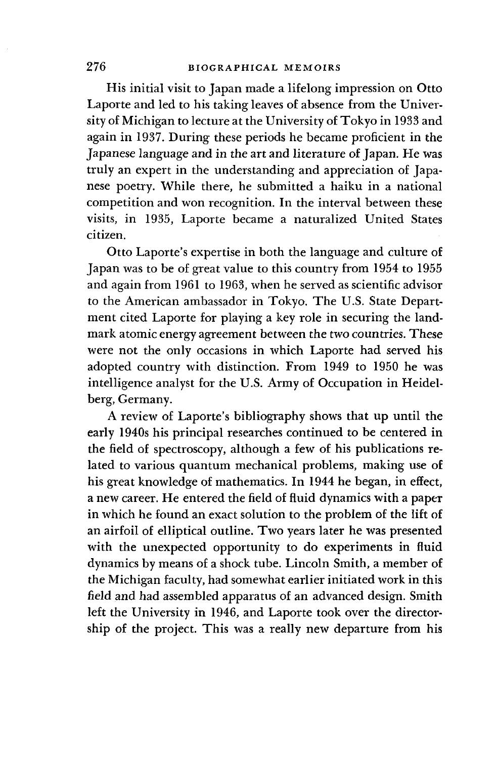His initial visit to Japan made a lifelong impression on Otto Laporte and led to his taking leaves of absence from the University of Michigan to lecture at the University of Tokyo in 1933 and again in 1937. During these periods he became proficient in the Japanese language and in the art and literature of Japan. He was truly an expert in the understanding and appreciation of Japanese poetry. While there, he submitted a haiku in a national competition and won recognition. In the interval between these visits, in 1935, Laporte became a naturalized United States citizen.

Otto Laporte's expertise in both the language and culture of Japan was to be of great value to this country from 1954 to 1955 and again from 1961 to 1963, when he served as scientific advisor to the American ambassador in Tokyo. The U.S. State Department cited Laporte for playing a key role in securing the landmark atomic energy agreement between the two countries. These were not the only occasions in which Laporte had served his adopted country with distinction. From 1949 to 1950 he was intelligence analyst for the U.S. Army of Occupation in Heidelberg, Germany.

A review of Laporte's bibliography shows that up until the early 1940s his principal researches continued to be centered in the field of spectroscopy, although a few of his publications related to various quantum mechanical problems, making use of his great knowledge of mathematics. In 1944 he began, in effect, a new career. He entered the field of fluid dynamics with a paper in which he found an exact solution to the problem of the lift of an airfoil of elliptical outline. Two years later he was presented with the unexpected opportunity to do experiments in fluid dynamics by means of a shock tube. Lincoln Smith, a member of the Michigan faculty, had somewhat earlier initiated work in this field and had assembled apparatus of an advanced design. Smith left the University in 1946, and Laporte took over the directorship of the project. This was a really new departure from his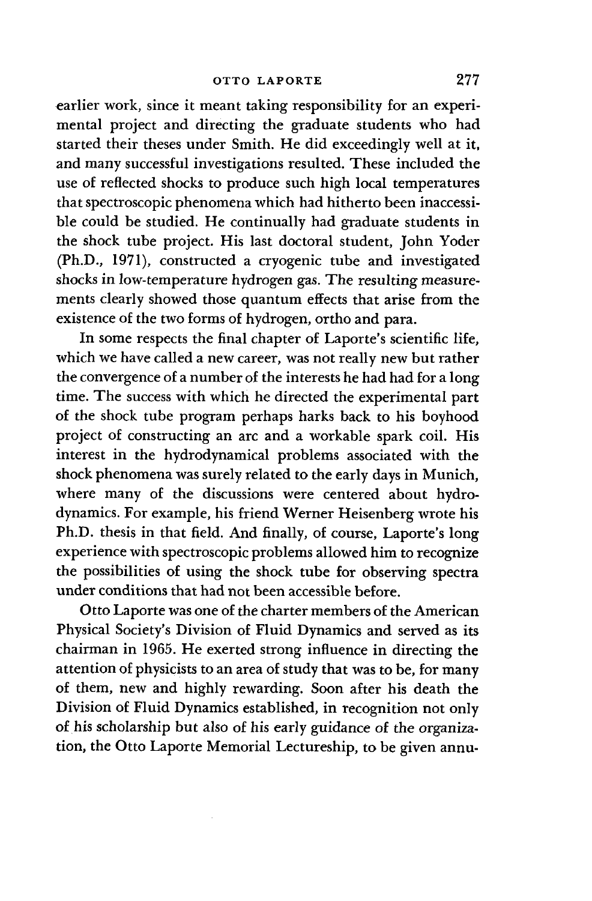earlier work, since it meant taking responsibility for an experimental project and directing the graduate students who had started their theses under Smith. He did exceedingly well at it, and many successful investigations resulted. These included the use of reflected shocks to produce such high local temperatures that spectroscopic phenomena which had hitherto been inaccessible could be studied. He continually had graduate students in the shock tube project. His last doctoral student, John Yoder (Ph.D., 1971), constructed a cryogenic tube and investigated shocks in low-temperature hydrogen gas. The resulting measurements clearly showed those quantum effects that arise from the existence of the two forms of hydrogen, ortho and para.

In some respects the final chapter of Laporte's scientific life, which we have called a new career, was not really new but rather the convergence of a number of the interests he had had for a long time. The success with which he directed the experimental part of the shock tube program perhaps harks back to his boyhood project of constructing an arc and a workable spark coil. His interest in the hydrodynamical problems associated with the shock phenomena was surely related to the early days in Munich, where many of the discussions were centered about hydrodynamics. For example, his friend Werner Heisenberg wrote his Ph.D. thesis in that field. And finally, of course, Laporte's long experience with spectroscopic problems allowed him to recognize the possibilities of using the shock tube for observing spectra under conditions that had not been accessible before.

Otto Laporte was one of the charter members of the American Physical Society's Division of Fluid Dynamics and served as its chairman in 1965. He exerted strong influence in directing the attention of physicists to an area of study that was to be, for many of them, new and highly rewarding. Soon after his death the Division of Fluid Dynamics established, in recognition not only of his scholarship but also of his early guidance of the organization, the Otto Laporte Memorial Lectureship, to be given annu-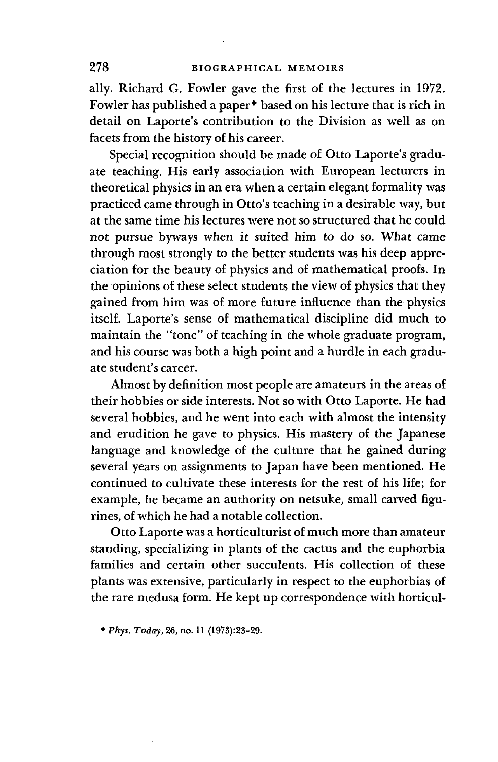ally. Richard G. Fowler gave the first of the lectures in 1972. Fowler has published a paper* based on his lecture that is rich in detail on Laporte's contribution to the Division as well as on facets from the history of his career.

Special recognition should be made of Otto Laporte's graduate teaching. His early association with European lecturers in theoretical physics in an era when a certain elegant formality was practiced came through in Otto's teaching in a desirable way, but at the same time his lectures were not so structured that he could not pursue byways when it suited him to do so. What came through most strongly to the better students was his deep appreciation for the beauty of physics and of mathematical proofs. In the opinions of these select students the view of physics that they gained from him was of more future influence than the physics itself. Laporte's sense of mathematical discipline did much to maintain the "tone" of teaching in the whole graduate program, and his course was both a high point and a hurdle in each graduate student's career.

Almost by definition most people are amateurs in the areas of their hobbies or side interests. Not so with Otto Laporte. He had several hobbies, and he went into each with almost the intensity and erudition he gave to physics. His mastery of the Japanese language and knowledge of the culture that he gained during several years on assignments to Japan have been mentioned. He continued to cultivate these interests for the rest of his life; for example, he became an authority on netsuke, small carved figurines, of which he had a notable collection.

Otto Laporte was a horticulturist of much more than amateur standing, specializing in plants of the cactus and the euphorbia families and certain other succulents. His collection of these plants was extensive, particularly in respect to the euphorbias of the rare medusa form. He kept up correspondence with horticul-

\* *Phys. Today*, 26, no. 11 (1973):23–29.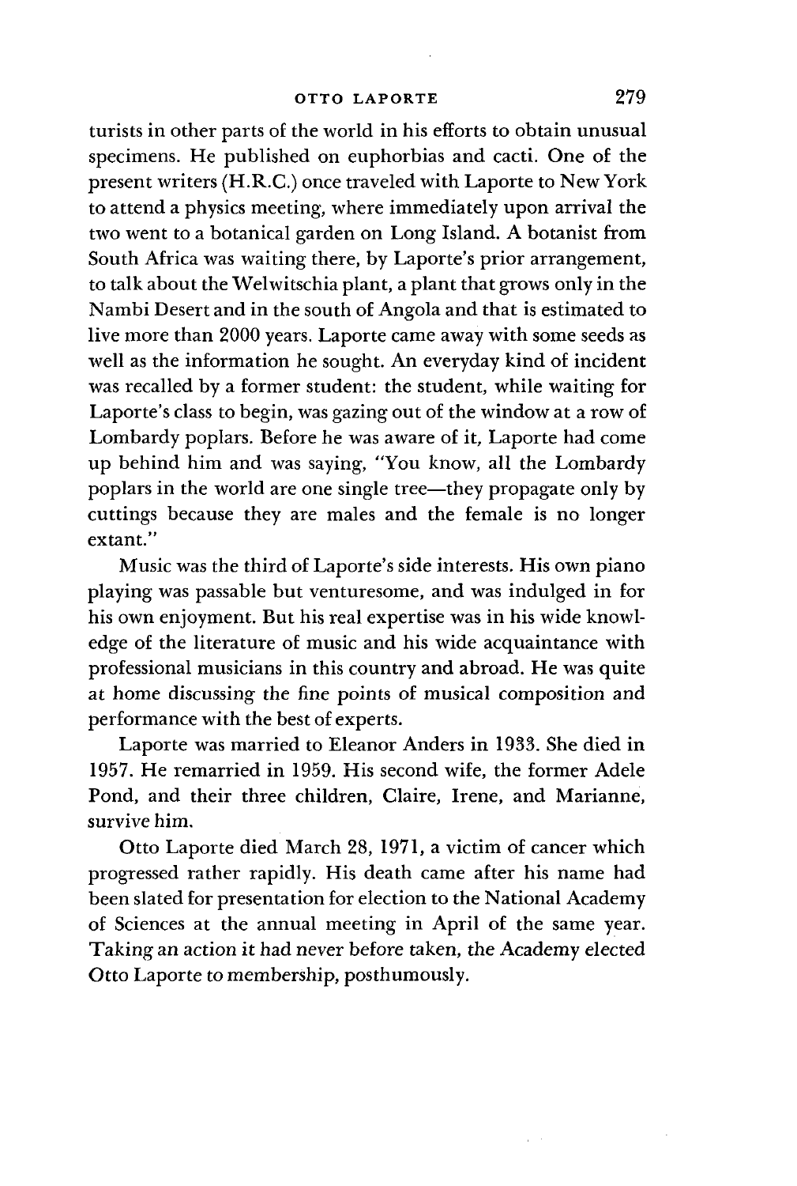turists in other parts of the world in his efforts to obtain unusual specimens. He published on euphorbias and cacti. One of the present writers (H.R.C.) once traveled with Laporte to New York to attend a physics meeting, where immediately upon arrival the two went to a botanical garden on Long Island. A botanist from South Africa was waiting there, by Laporte's prior arrangement, to talk about the Welwitschia plant, a plant that grows only in the Nambi Desert and in the south of Angola and that is estimated to live more than 2000 years. Laporte came away with some seeds as well as the information he sought. An everyday kind of incident was recalled by a former student: the student, while waiting for Laporte's class to begin, was gazing out of the window at a row of Lombardy poplars. Before he was aware of it, Laporte had come up behind him and was saying, "You know, all the Lombardy poplars in the world are one single tree—they propagate only by cuttings because they are males and the female is no longer extant."

Music was the third of Laporte's side interests. His own piano playing was passable but venturesome, and was indulged in for his own enjoyment. But his real expertise was in his wide knowledge of the literature of music and his wide acquaintance with professional musicians in this country and abroad. He was quite at home discussing the fine points of musical composition and performance with the best of experts.

Laporte was married to Eleanor Anders in 1933. She died in 1957. He remarried in 1959. His second wife, the former Adele Pond, and their three children, Claire, Irene, and Marianne, survive him.

Otto Laporte died March 28, 1971, a victim of cancer which progressed rather rapidly. His death came after his name had been slated for presentation for election to the National Academy of Sciences at the annual meeting in April of the same year. Taking an action it had never before taken, the Academy elected Otto Laporte to membership, posthumously.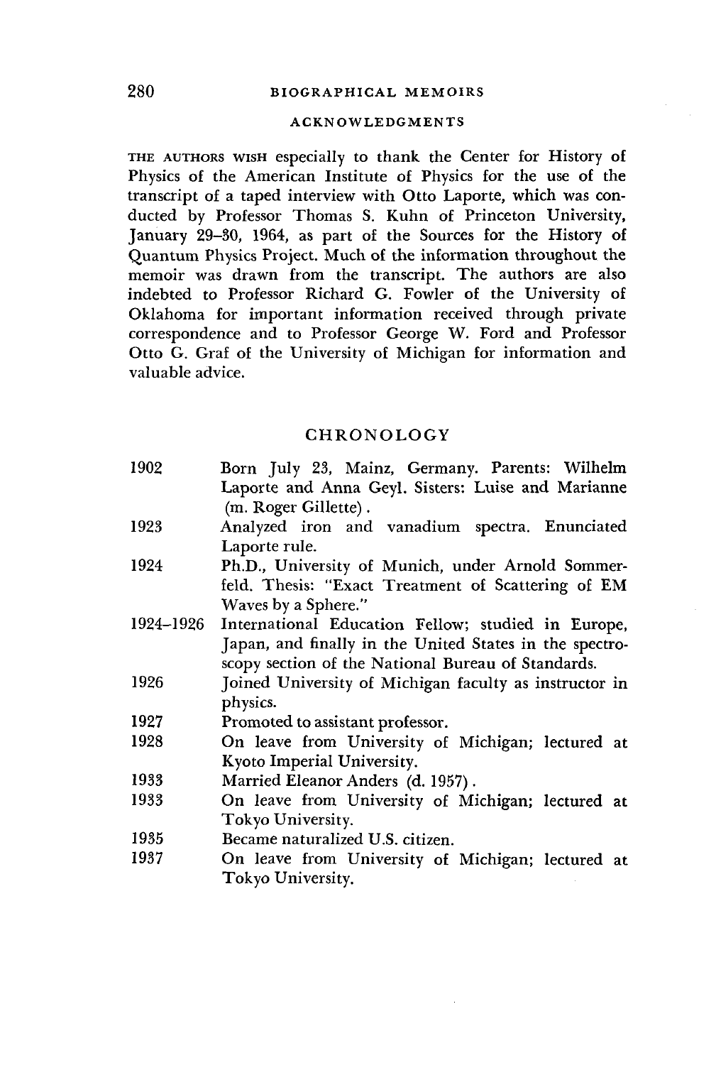## ACKNOWLEDGMENTS

THE AUTHORS WISH especially to thank the Center for History of Physics of the American Institute of Physics for the use of the transcript of a taped interview with Otto Laporte, which was conducted by Professor Thomas S. Kuhn of Princeton University, January 29–30, 1964, as part of the Sources for the History of Quantum Physics Project. Much of the information throughout the memoir was drawn from the transcript. The authors are also indebted to Professor Richard G. Fowler of the University of Oklahoma for important information received through private correspondence and to Professor George W. Ford and Professor Otto G. Graf of the University of Michigan for information and valuable advice.

## CHRONOLOGY

| | |
|---|---|
| 1902 | Born July 23, Mainz, Germany. Parents: Wilhelm Laporte and Anna Geyl. Sisters: Luise and Marianne (m. Roger Gillette). |
| 1923 | Analyzed iron and vanadium spectra. Enunciated Laporte rule. |
| 1924 | Ph.D., University of Munich, under Arnold Sommerfeld. Thesis: "Exact Treatment of Scattering of EM Waves by a Sphere." |
| 1924–1926 | International Education Fellow; studied in Europe, Japan, and finally in the United States in the spectroscopy section of the National Bureau of Standards. |
| 1926 | Joined University of Michigan faculty as instructor in physics. |
| 1927 | Promoted to assistant professor. |
| 1928 | On leave from University of Michigan; lectured at Kyoto Imperial University. |
| 1933 | Married Eleanor Anders (d. 1957). |
| 1933 | On leave from University of Michigan; lectured at Tokyo University. |
| 1935 | Became naturalized U.S. citizen. |
| 1937 | On leave from University of Michigan; lectured at Tokyo University. |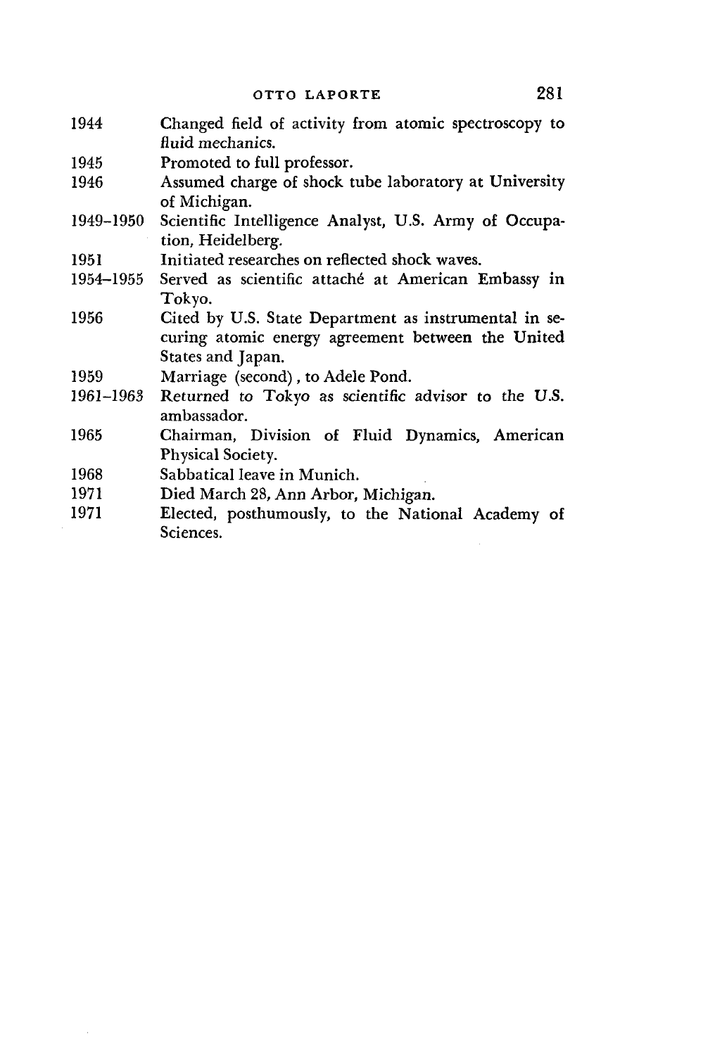| | |
|---|---|
| 1944 | Changed field of activity from atomic spectroscopy to fluid mechanics. |
| 1945 | Promoted to full professor. |
| 1946 | Assumed charge of shock tube laboratory at University of Michigan. |
| 1949–1950 | Scientific Intelligence Analyst, U.S. Army of Occupation, Heidelberg. |
| 1951 | Initiated researches on reflected shock waves. |
| 1954–1955 | Served as scientific attaché at American Embassy in Tokyo. |
| 1956 | Cited by U.S. State Department as instrumental in securing atomic energy agreement between the United States and Japan. |
| 1959 | Marriage (second), to Adele Pond. |
| 1961–1963 | Returned to Tokyo as scientific advisor to the U.S. ambassador. |
| 1965 | Chairman, Division of Fluid Dynamics, American Physical Society. |
| 1968 | Sabbatical leave in Munich. |
| 1971 | Died March 28, Ann Arbor, Michigan. |
| 1971 | Elected, posthumously, to the National Academy of Sciences. |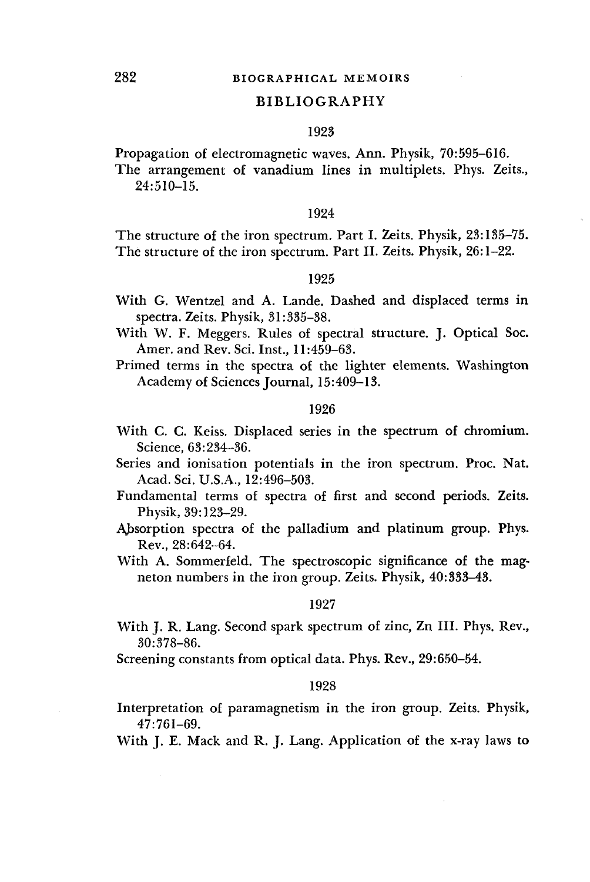## BIBLIOGRAPHY

### 1923

Propagation of electromagnetic waves. Ann. Physik, 70:595–616.

The arrangement of vanadium lines in multiplets. Phys. Zeits., 24:510–15.

### 1924

The structure of the iron spectrum. Part I. Zeits. Physik, 23:135–75.

The structure of the iron spectrum. Part II. Zeits. Physik, 26:1–22.

### 1925

With G. Wentzel and A. Lande. Dashed and displaced terms in spectra. Zeits. Physik, 31:335–38.

With W. F. Meggers. Rules of spectral structure. J. Optical Soc. Amer. and Rev. Sci. Inst., 11:459–63.

Primed terms in the spectra of the lighter elements. Washington Academy of Sciences Journal, 15:409–13.

### 1926

With C. C. Keiss. Displaced series in the spectrum of chromium. Science, 63:234–36.

Series and ionisation potentials in the iron spectrum. Proc. Nat. Acad. Sci. U.S.A., 12:496–503.

Fundamental terms of spectra of first and second periods. Zeits. Physik, 39:123–29.

Absorption spectra of the palladium and platinum group. Phys. Rev., 28:642–64.

With A. Sommerfeld. The spectroscopic significance of the magneton numbers in the iron group. Zeits. Physik, 40:333–43.

### 1927

With J. R. Lang. Second spark spectrum of zinc, Zn III. Phys. Rev., 30:378–86.

Screening constants from optical data. Phys. Rev., 29:650–54.

### 1928

Interpretation of paramagnetism in the iron group. Zeits. Physik, 47:761–69.

With J. E. Mack and R. J. Lang. Application of the x-ray laws to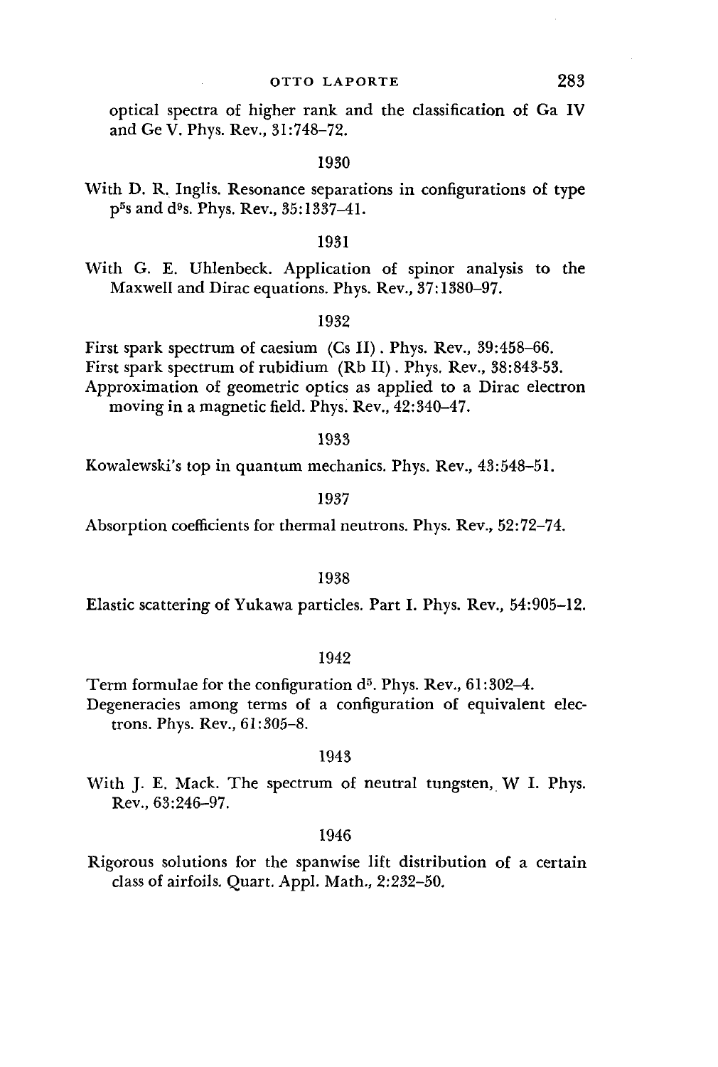optical spectra of higher rank and the classification of Ga IV and Ge V. Phys. Rev., 31:748–72.

1930

With D. R. Inglis. Resonance separations in configurations of type $p^5s$ and $d^9s$. Phys. Rev., 35:1337–41.

1931

With G. E. Uhlenbeck. Application of spinor analysis to the Maxwell and Dirac equations. Phys. Rev., 37:1380–97.

1932

First spark spectrum of caesium (Cs II). Phys. Rev., 39:458–66.
First spark spectrum of rubidium (Rb II). Phys. Rev., 38:843-53.
Approximation of geometric optics as applied to a Dirac electron moving in a magnetic field. Phys. Rev., 42:340–47.

1933

Kowalewski's top in quantum mechanics. Phys. Rev., 43:548–51.

1937

Absorption coefficients for thermal neutrons. Phys. Rev., 52:72–74.

1938

Elastic scattering of Yukawa particles. Part I. Phys. Rev., 54:905–12.

1942

Term formulae for the configuration $d^5$. Phys. Rev., 61:302–4.
Degeneracies among terms of a configuration of equivalent electrons. Phys. Rev., 61:305–8.

1943

With J. E. Mack. The spectrum of neutral tungsten, W I. Phys. Rev., 63:246–97.

1946

Rigorous solutions for the spanwise lift distribution of a certain class of airfoils. Quart. Appl. Math., 2:232–50.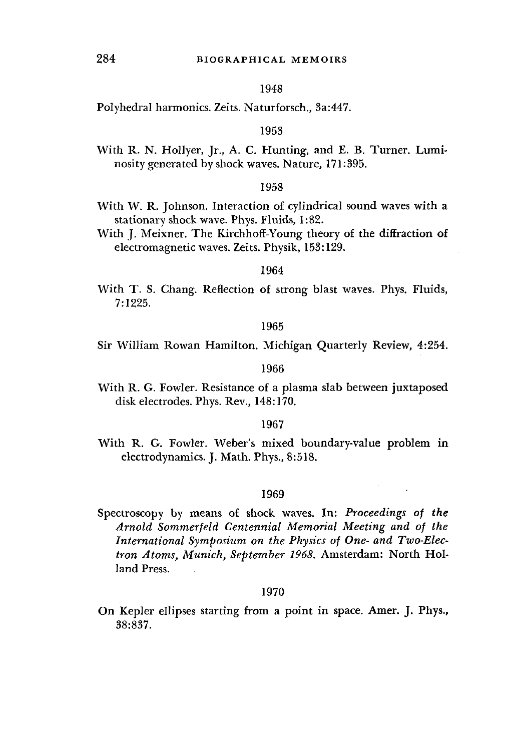1948

Polyhedral harmonics. Zeits. Naturforsch., 3a:447.

1953

With R. N. Hollyer, Jr., A. C. Hunting, and E. B. Turner. Luminosity generated by shock waves. Nature, 171:395.

1958

With W. R. Johnson. Interaction of cylindrical sound waves with a stationary shock wave. Phys. Fluids, 1:82.

With J. Meixner. The Kirchhoff-Young theory of the diffraction of electromagnetic waves. Zeits. Physik, 153:129.

1964

With T. S. Chang. Reflection of strong blast waves. Phys. Fluids, 7:1225.

1965

Sir William Rowan Hamilton. Michigan Quarterly Review, 4:254.

1966

With R. G. Fowler. Resistance of a plasma slab between juxtaposed disk electrodes. Phys. Rev., 148:170.

1967

With R. G. Fowler. Weber's mixed boundary-value problem in electrodynamics. J. Math. Phys., 8:518.

1969

Spectroscopy by means of shock waves. In: *Proceedings of the Arnold Sommerfeld Centennial Memorial Meeting and of the International Symposium on the Physics of One- and Two-Electron Atoms, Munich, September 1968.* Amsterdam: North Holland Press.

1970

On Kepler ellipses starting from a point in space. Amer. J. Phys., 38:837.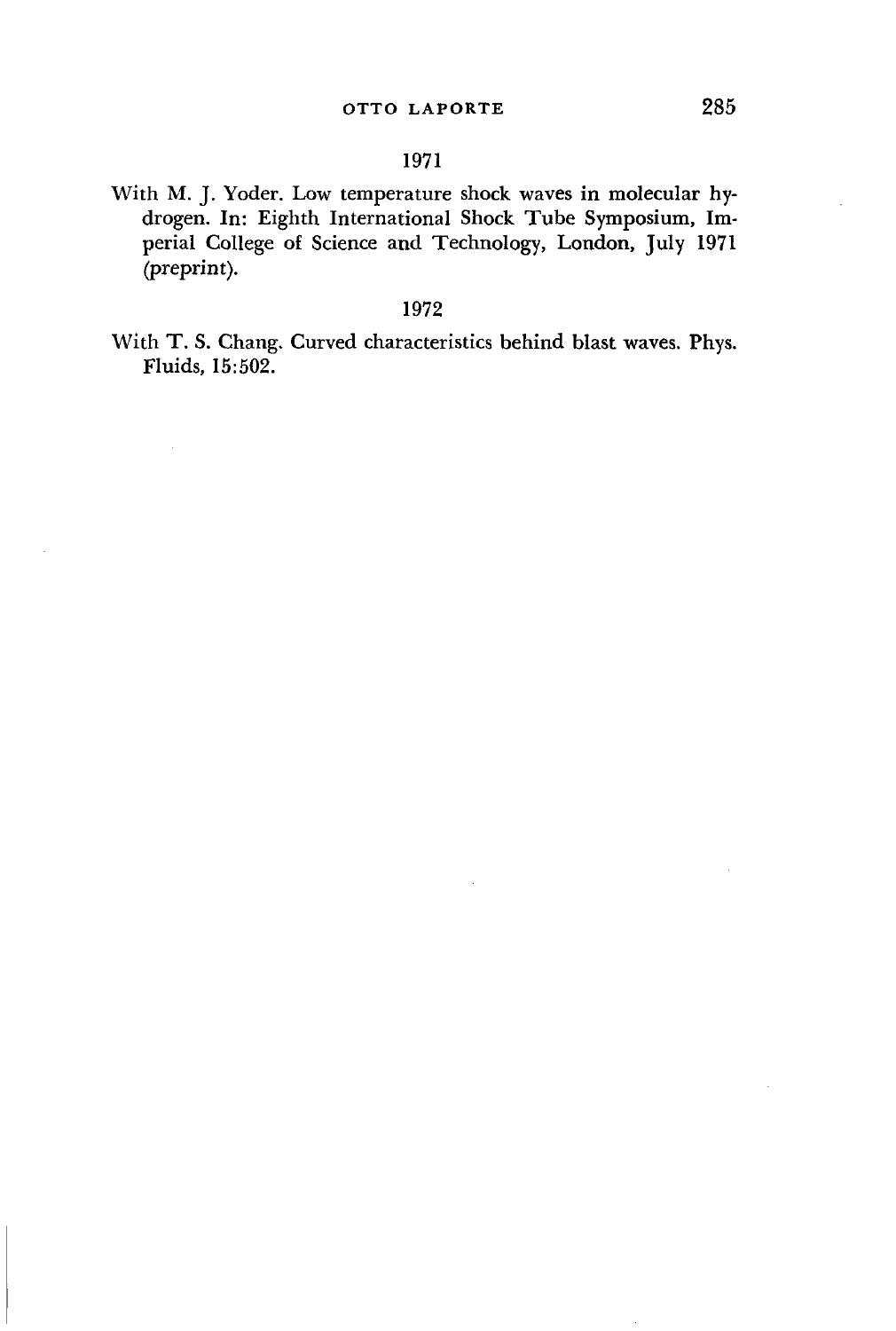## 1971

With M. J. Yoder. Low temperature shock waves in molecular hydrogen. In: Eighth International Shock Tube Symposium, Imperial College of Science and Technology, London, July 1971 (preprint).

## 1972

With T. S. Chang. Curved characteristics behind blast waves. Phys. Fluids, 15:502.